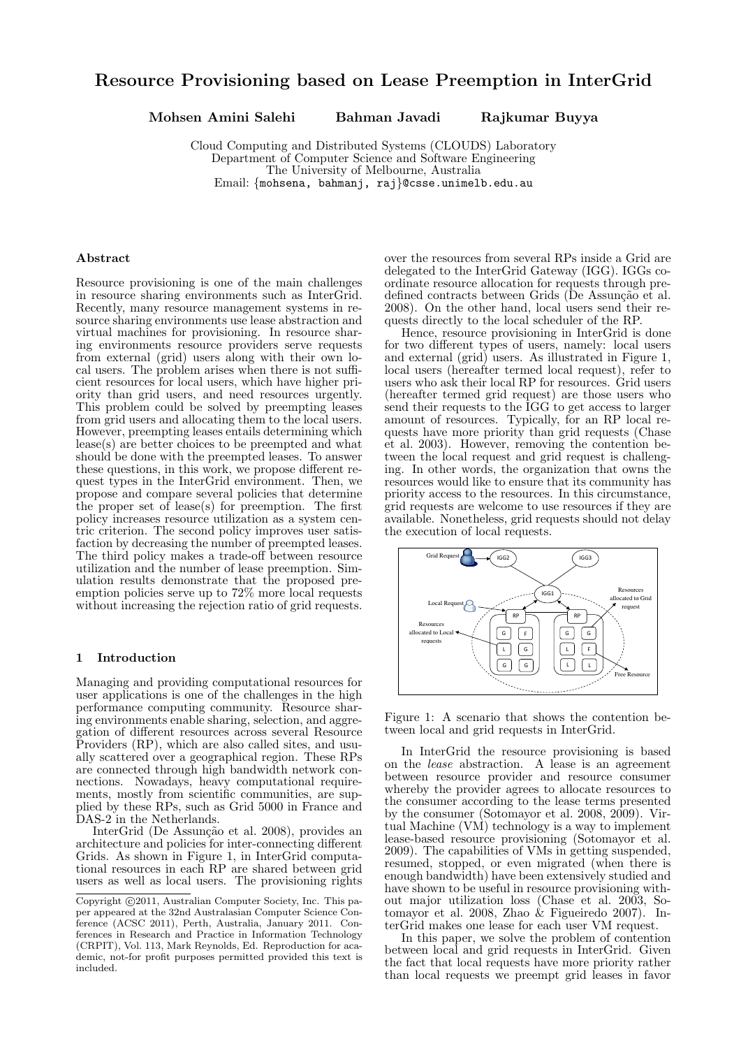# Resource Provisioning based on Lease Preemption in InterGrid

**Mohsen Amini Salehi  Bahman Javadi  Rajkumar Buyya**

Cloud Computing and Distributed Systems (CLOUDS) Laboratory
Department of Computer Science and Software Engineering
The University of Melbourne, Australia
Email: {mohsena, bahmanj, raj}@csse.unimelb.edu.au

### Abstract

Resource provisioning is one of the main challenges in resource sharing environments such as InterGrid. Recently, many resource management systems in resource sharing environments use lease abstraction and virtual machines for provisioning. In resource sharing environments resource providers serve requests from external (grid) users along with their own local users. The problem arises when there is not sufficient resources for local users, which have higher priority than grid users, and need resources urgently. This problem could be solved by preempting leases from grid users and allocating them to the local users. However, preempting leases entails determining which lease(s) are better choices to be preempted and what should be done with the preempted leases. To answer these questions, in this work, we propose different request types in the InterGrid environment. Then, we propose and compare several policies that determine the proper set of lease(s) for preemption. The first policy increases resource utilization as a system centric criterion. The second policy improves user satisfaction by decreasing the number of preempted leases. The third policy makes a trade-off between resource utilization and the number of lease preemption. Simulation results demonstrate that the proposed preemption policies serve up to 72% more local requests without increasing the rejection ratio of grid requests.

## 1 Introduction

Managing and providing computational resources for user applications is one of the challenges in the high performance computing community. Resource sharing environments enable sharing, selection, and aggregation of different resources across several Resource Providers (RP), which are also called sites, and usually scattered over a geographical region. These RPs are connected through high bandwidth network connections. Nowadays, heavy computational requirements, mostly from scientific communities, are supplied by these RPs, such as Grid 5000 in France and DAS-2 in the Netherlands.

InterGrid (De Assunção et al. 2008), provides an architecture and policies for inter-connecting different Grids. As shown in Figure 1, in InterGrid computational resources in each RP are shared between grid users as well as local users. The provisioning rights over the resources from several RPs inside a Grid are delegated to the InterGrid Gateway (IGG). IGGs coordinate resource allocation for requests through predefined contracts between Grids (De Assunção et al. 2008). On the other hand, local users send their requests directly to the local scheduler of the RP.

Copyright ©2011, Australian Computer Society, Inc. This paper appeared at the 32nd Australasian Computer Science Conference (ACSC 2011), Perth, Australia, January 2011. Conferences in Research and Practice in Information Technology (CRPIT), Vol. 113, Mark Reynolds, Ed. Reproduction for academic, not-for profit purposes permitted provided this text is included.

Hence, resource provisioning in InterGrid is done for two different types of users, namely: local users and external (grid) users. As illustrated in Figure 1, local users (hereafter termed local request), refer to users who ask their local RP for resources. Grid users (hereafter termed grid request) are those users who send their requests to the IGG to get access to larger amount of resources. Typically, for an RP local requests have more priority than grid requests (Chase et al. 2003). However, removing the contention between the local request and grid request is challenging. In other words, the organization that owns the resources would like to ensure that its community has priority access to the resources. In this circumstance, grid requests are welcome to use resources if they are available. Nonetheless, grid requests should not delay the execution of local requests.

Figure 1: A scenario that shows the contention between local and grid requests in InterGrid.

In InterGrid the resource provisioning is based on the *lease* abstraction. A lease is an agreement between resource provider and resource consumer whereby the provider agrees to allocate resources to the consumer according to the lease terms presented by the consumer (Sotomayor et al. 2008, 2009). Virtual Machine (VM) technology is a way to implement lease-based resource provisioning (Sotomayor et al. 2009). The capabilities of VMs in getting suspended, resumed, stopped, or even migrated (when there is enough bandwidth) have been extensively studied and have shown to be useful in resource provisioning without major utilization loss (Chase et al. 2003, Sotomayor et al. 2008, Zhao & Figueiredo 2007). InterGrid makes one lease for each user VM request.

In this paper, we solve the problem of contention between local and grid requests in InterGrid. Given the fact that local requests have more priority rather than local requests we preempt grid leases in favor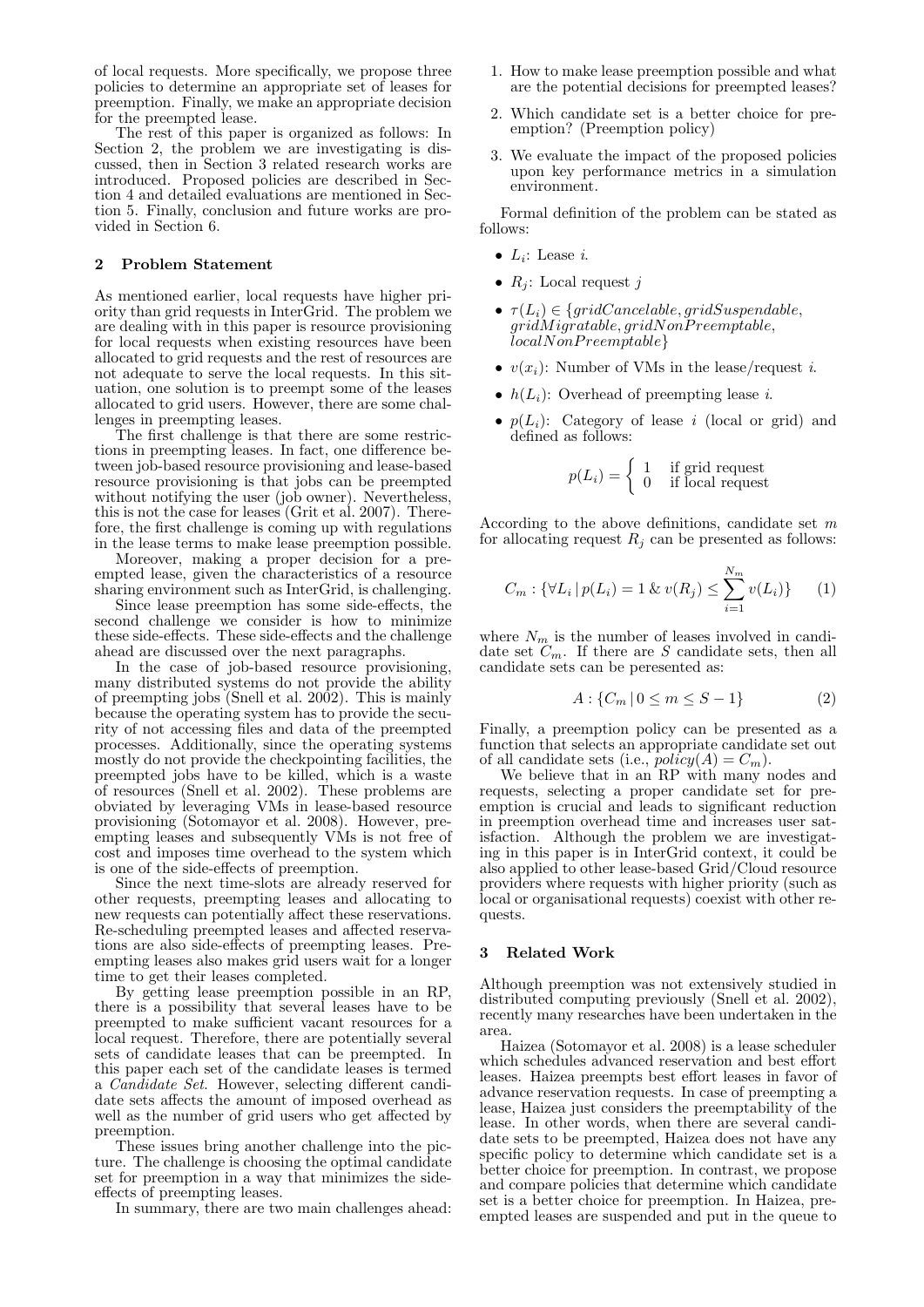of local requests. More specifically, we propose three policies to determine an appropriate set of leases for preemption. Finally, we make an appropriate decision for the preempted lease.

The rest of this paper is organized as follows: In Section 2, the problem we are investigating is discussed, then in Section 3 related research works are introduced. Proposed policies are described in Section 4 and detailed evaluations are mentioned in Section 5. Finally, conclusion and future works are provided in Section 6.

## 2 Problem Statement

As mentioned earlier, local requests have higher priority than grid requests in InterGrid. The problem we are dealing with in this paper is resource provisioning for local requests when existing resources have been allocated to grid requests and the rest of resources are not adequate to serve the local requests. In this situation, one solution is to preempt some of the leases allocated to grid users. However, there are some challenges in preempting leases.

The first challenge is that there are some restrictions in preempting leases. In fact, one difference between job-based resource provisioning and lease-based resource provisioning is that jobs can be preempted without notifying the user (job owner). Nevertheless, this is not the case for leases (Grit et al. 2007). Therefore, the first challenge is coming up with regulations in the lease terms to make lease preemption possible.

Moreover, making a proper decision for a preempted lease, given the characteristics of a resource sharing environment such as InterGrid, is challenging.

Since lease preemption has some side-effects, the second challenge we consider is how to minimize these side-effects. These side-effects and the challenge ahead are discussed over the next paragraphs.

In the case of job-based resource provisioning, many distributed systems do not provide the ability of preempting jobs (Snell et al. 2002). This is mainly because the operating system has to provide the security of not accessing files and data of the preempted processes. Additionally, since the operating systems mostly do not provide the checkpointing facilities, the preempted jobs have to be killed, which is a waste of resources (Snell et al. 2002). These problems are obviated by leveraging VMs in lease-based resource provisioning (Sotomayor et al. 2008). However, preempting leases and subsequently VMs is not free of cost and imposes time overhead to the system which is one of the side-effects of preemption.

Since the next time-slots are already reserved for other requests, preempting leases and allocating to new requests can potentially affect these reservations. Re-scheduling preempted leases and affected reservations are also side-effects of preempting leases. Preempting leases also makes grid users wait for a longer time to get their leases completed.

By getting lease preemption possible in an RP, there is a possibility that several leases have to be preempted to make sufficient vacant resources for a local request. Therefore, there are potentially several sets of candidate leases that can be preempted. In this paper each set of the candidate leases is termed a *Candidate Set*. However, selecting different candidate sets affects the amount of imposed overhead as well as the number of grid users who get affected by preemption.

These issues bring another challenge into the picture. The challenge is choosing the optimal candidate set for preemption in a way that minimizes the side-effects of preempting leases.

In summary, there are two main challenges ahead:

1. How to make lease preemption possible and what are the potential decisions for preempted leases?
2. Which candidate set is a better choice for preemption? (Preemption policy)
3. We evaluate the impact of the proposed policies upon key performance metrics in a simulation environment.

Formal definition of the problem can be stated as follows:

- $L_i$: Lease $i$.
- $R_j$: Local request $j$
- $\tau(L_i) \in \{gridCancelable, gridSuspendable, gridMigratable, gridNonPreemptable, localNonPreemptable\}$
- $v(x_i)$: Number of VMs in the lease/request $i$.
- $h(L_i)$: Overhead of preempting lease $i$.
- $p(L_i)$: Category of lease $i$ (local or grid) and defined as follows:

$$p(L_i) = \begin{cases} 1 & \text{if grid request} \\ 0 & \text{if local request} \end{cases}$$

According to the above definitions, candidate set $m$ for allocating request $R_j$ can be presented as follows:

$$C_m : \{\forall L_i \,|\, p(L_i) = 1 \,\&\, v(R_j) \leq \sum_{i=1}^{N_m} v(L_i)\} \quad (1)$$

where $N_m$ is the number of leases involved in candidate set $C_m$. If there are $S$ candidate sets, then all candidate sets can be peresented as:

$$A : \{C_m \,|\, 0 \leq m \leq S-1\} \quad (2)$$

Finally, a preemption policy can be presented as a function that selects an appropriate candidate set out of all candidate sets (i.e., $policy(A) = C_m$).

We believe that in an RP with many nodes and requests, selecting a proper candidate set for preemption is crucial and leads to significant reduction in preemption overhead time and increases user satisfaction. Although the problem we are investigating in this paper is in InterGrid context, it could be also applied to other lease-based Grid/Cloud resource providers where requests with higher priority (such as local or organisational requests) coexist with other requests.

## 3 Related Work

Although preemption was not extensively studied in distributed computing previously (Snell et al. 2002), recently many researches have been undertaken in the area.

Haizea (Sotomayor et al. 2008) is a lease scheduler which schedules advanced reservation and best effort leases. Haizea preempts best effort leases in favor of advance reservation requests. In case of preempting a lease, Haizea just considers the preemptability of the lease. In other words, when there are several candidate sets to be preempted, Haizea does not have any specific policy to determine which candidate set is a better choice for preemption. In contrast, we propose and compare policies that determine which candidate set is a better choice for preemption. In Haizea, preempted leases are suspended and put in the queue to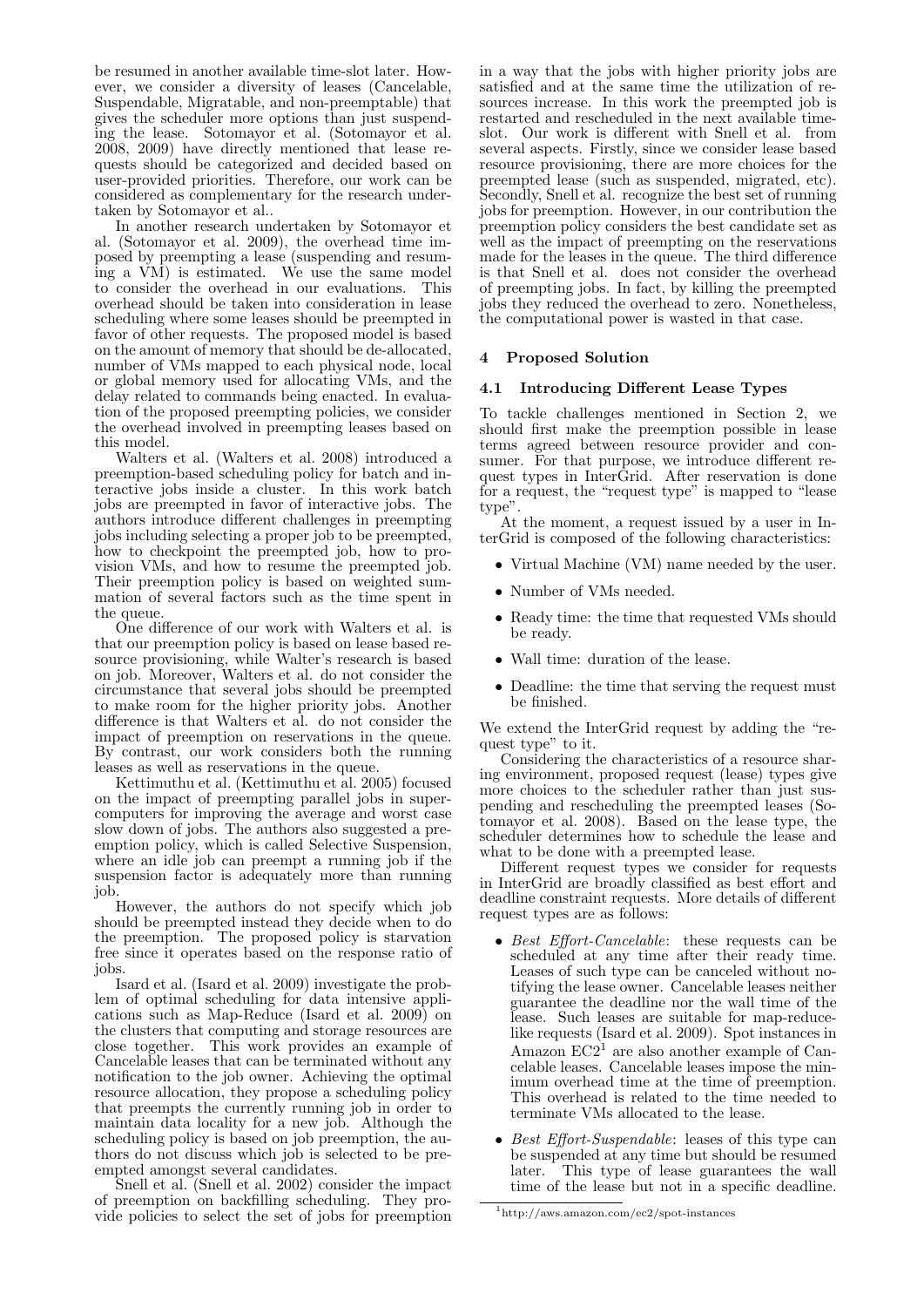be resumed in another available time-slot later. However, we consider a diversity of leases (Cancelable, Suspendable, Migratable, and non-preemptable) that gives the scheduler more options than just suspending the lease. Sotomayor et al. (Sotomayor et al. 2008, 2009) have directly mentioned that lease requests should be categorized and decided based on user-provided priorities. Therefore, our work can be considered as complementary for the research undertaken by Sotomayor et al..

In another research undertaken by Sotomayor et al. (Sotomayor et al. 2009), the overhead time imposed by preempting a lease (suspending and resuming a VM) is estimated. We use the same model to consider the overhead in our evaluations. This overhead should be taken into consideration in lease scheduling where some leases should be preempted in favor of other requests. The proposed model is based on the amount of memory that should be de-allocated, number of VMs mapped to each physical node, local or global memory used for allocating VMs, and the delay related to commands being enacted. In evaluation of the proposed preempting policies, we consider the overhead involved in preempting leases based on this model.

Walters et al. (Walters et al. 2008) introduced a preemption-based scheduling policy for batch and interactive jobs inside a cluster. In this work batch jobs are preempted in favor of interactive jobs. The authors introduce different challenges in preempting jobs including selecting a proper job to be preempted, how to checkpoint the preempted job, how to provision VMs, and how to resume the preempted job. Their preemption policy is based on weighted summation of several factors such as the time spent in the queue.

One difference of our work with Walters et al. is that our preemption policy is based on lease based resource provisioning, while Walter's research is based on job. Moreover, Walters et al. do not consider the circumstance that several jobs should be preempted to make room for the higher priority jobs. Another difference is that Walters et al. do not consider the impact of preemption on reservations in the queue. By contrast, our work considers both the running leases as well as reservations in the queue.

Kettimuthu et al. (Kettimuthu et al. 2005) focused on the impact of preempting parallel jobs in supercomputers for improving the average and worst case slow down of jobs. The authors also suggested a preemption policy, which is called Selective Suspension, where an idle job can preempt a running job if the suspension factor is adequately more than running job.

However, the authors do not specify which job should be preempted instead they decide when to do the preemption. The proposed policy is starvation free since it operates based on the response ratio of jobs.

Isard et al. (Isard et al. 2009) investigate the problem of optimal scheduling for data intensive applications such as Map-Reduce (Isard et al. 2009) on the clusters that computing and storage resources are close together. This work provides an example of Cancelable leases that can be terminated without any notification to the job owner. Achieving the optimal resource allocation, they propose a scheduling policy that preempts the currently running job in order to maintain data locality for a new job. Although the scheduling policy is based on job preemption, the authors do not discuss which job is selected to be preempted amongst several candidates.

Snell et al. (Snell et al. 2002) consider the impact of preemption on backfilling scheduling. They provide policies to select the set of jobs for preemption in a way that the jobs with higher priority jobs are satisfied and at the same time the utilization of resources increase. In this work the preempted job is restarted and rescheduled in the next available time-slot. Our work is different with Snell et al. from several aspects. Firstly, since we consider lease based resource provisioning, there are more choices for the preempted lease (such as suspended, migrated, etc). Secondly, Snell et al. recognize the best set of running jobs for preemption. However, in our contribution the preemption policy considers the best candidate set as well as the impact of preempting on the reservations made for the leases in the queue. The third difference is that Snell et al. does not consider the overhead of preempting jobs. In fact, by killing the preempted jobs they reduced the overhead to zero. Nonetheless, the computational power is wasted in that case.

## 4 Proposed Solution

### 4.1 Introducing Different Lease Types

To tackle challenges mentioned in Section 2, we should first make the preemption possible in lease terms agreed between resource provider and consumer. For that purpose, we introduce different request types in InterGrid. After reservation is done for a request, the "request type" is mapped to "lease type".

At the moment, a request issued by a user in InterGrid is composed of the following characteristics:

- Virtual Machine (VM) name needed by the user.
- Number of VMs needed.
- Ready time: the time that requested VMs should be ready.
- Wall time: duration of the lease.
- Deadline: the time that serving the request must be finished.

We extend the InterGrid request by adding the "request type" to it.

Considering the characteristics of a resource sharing environment, proposed request (lease) types give more choices to the scheduler rather than just suspending and rescheduling the preempted leases (Sotomayor et al. 2008). Based on the lease type, the scheduler determines how to schedule the lease and what to be done with a preempted lease.

Different request types we consider for requests in InterGrid are broadly classified as best effort and deadline constraint requests. More details of different request types are as follows:

- *Best Effort-Cancelable*: these requests can be scheduled at any time after their ready time. Leases of such type can be canceled without notifying the lease owner. Cancelable leases neither guarantee the deadline nor the wall time of the lease. Such leases are suitable for map-reduce-like requests (Isard et al. 2009). Spot instances in Amazon EC2[1] are also another example of Cancelable leases. Cancelable leases impose the minimum overhead time at the time of preemption. This overhead is related to the time needed to terminate VMs allocated to the lease.
- *Best Effort-Suspendable*: leases of this type can be suspended at any time but should be resumed later. This type of lease guarantees the wall time of the lease but not in a specific deadline.

[1] http://aws.amazon.com/ec2/spot-instances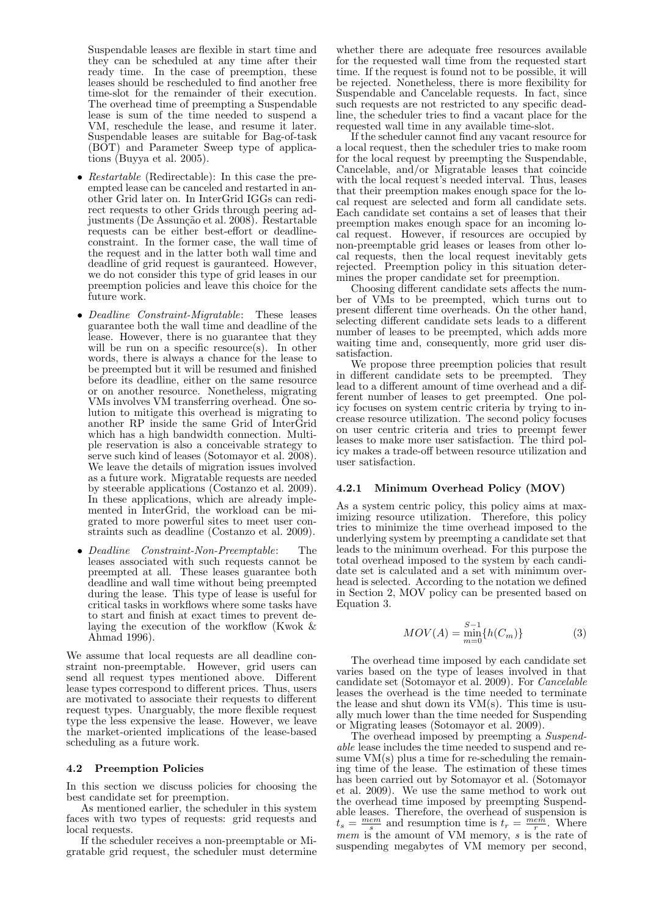Suspendable leases are flexible in start time and they can be scheduled at any time after their ready time. In the case of preemption, these leases should be rescheduled to find another free time-slot for the remainder of their execution. The overhead time of preempting a Suspendable lease is sum of the time needed to suspend a VM, reschedule the lease, and resume it later. Suspendable leases are suitable for Bag-of-task (BOT) and Parameter Sweep type of applications (Buyya et al. 2005).

- *Restartable* (Redirectable): In this case the preempted lease can be canceled and restarted in another Grid later on. In InterGrid IGGs can redirect requests to other Grids through peering adjustments (De Assunção et al. 2008). Restartable requests can be either best-effort or deadline-constraint. In the former case, the wall time of the request and in the latter both wall time and deadline of grid request is gauranteed. However, we do not consider this type of grid leases in our preemption policies and leave this choice for the future work.
- *Deadline Constraint-Migratable*: These leases guarantee both the wall time and deadline of the lease. However, there is no guarantee that they will be run on a specific resource(s). In other words, there is always a chance for the lease to be preempted but it will be resumed and finished before its deadline, either on the same resource or on another resource. Nonetheless, migrating VMs involves VM transferring overhead. One solution to mitigate this overhead is migrating to another RP inside the same Grid of InterGrid which has a high bandwidth connection. Multiple reservation is also a conceivable strategy to serve such kind of leases (Sotomayor et al. 2008). We leave the details of migration issues involved as a future work. Migratable requests are needed by steerable applications (Costanzo et al. 2009). In these applications, which are already implemented in InterGrid, the workload can be migrated to more powerful sites to meet user constraints such as deadline (Costanzo et al. 2009).
- *Deadline Constraint-Non-Preemptable*: The leases associated with such requests cannot be preempted at all. These leases guarantee both deadline and wall time without being preempted during the lease. This type of lease is useful for critical tasks in workflows where some tasks have to start and finish at exact times to prevent delaying the execution of the workflow (Kwok & Ahmad 1996).

We assume that local requests are all deadline constraint non-preemptable. However, grid users can send all request types mentioned above. Different lease types correspond to different prices. Thus, users are motivated to associate their requests to different request types. Unarguably, the more flexible request type the less expensive the lease. However, we leave the market-oriented implications of the lease-based scheduling as a future work.

### 4.2 Preemption Policies

In this section we discuss policies for choosing the best candidate set for preemption.

As mentioned earlier, the scheduler in this system faces with two types of requests: grid requests and local requests.

If the scheduler receives a non-preemptable or Migratable grid request, the scheduler must determine whether there are adequate free resources available for the requested wall time from the requested start time. If the request is found not to be possible, it will be rejected. Nonetheless, there is more flexibility for Suspendable and Cancelable requests. In fact, since such requests are not restricted to any specific deadline, the scheduler tries to find a vacant place for the requested wall time in any available time-slot.

If the scheduler cannot find any vacant resource for a local request, then the scheduler tries to make room for the local request by preempting the Suspendable, Cancelable, and/or Migratable leases that coincide with the local request's needed interval. Thus, leases that their preemption makes enough space for the local request are selected and form all candidate sets. Each candidate set contains a set of leases that their preemption makes enough space for an incoming local request. However, if resources are occupied by non-preemptable grid leases or leases from other local requests, then the local request inevitably gets rejected. Preemption policy in this situation determines the proper candidate set for preemption.

Choosing different candidate sets affects the number of VMs to be preempted, which turns out to present different time overheads. On the other hand, selecting different candidate sets leads to a different number of leases to be preempted, which adds more waiting time and, consequently, more grid user dissatisfaction.

We propose three preemption policies that result in different candidate sets to be preempted. They lead to a different amount of time overhead and a different number of leases to get preempted. One policy focuses on system centric criteria by trying to increase resource utilization. The second policy focuses on user centric criteria and tries to preempt fewer leases to make more user satisfaction. The third policy makes a trade-off between resource utilization and user satisfaction.

#### 4.2.1 Minimum Overhead Policy (MOV)

As a system centric policy, this policy aims at maximizing resource utilization. Therefore, this policy tries to minimize the time overhead imposed to the underlying system by preempting a candidate set that leads to the minimum overhead. For this purpose the total overhead imposed to the system by each candidate set is calculated and a set with minimum overhead is selected. According to the notation we defined in Section 2, MOV policy can be presented based on Equation 3.

$$MOV(A) = \min_{m=0}^{S-1}\{h(C_m)\} \tag{3}$$

The overhead time imposed by each candidate set varies based on the type of leases involved in that candidate set (Sotomayor et al. 2009). For *Cancelable* leases the overhead is the time needed to terminate the lease and shut down its VM(s). This time is usually much lower than the time needed for Suspending or Migrating leases (Sotomayor et al. 2009).

The overhead imposed by preempting a *Suspendable* lease includes the time needed to suspend and resume VM(s) plus a time for re-scheduling the remaining time of the lease. The estimation of these times has been carried out by Sotomayor et al. (Sotomayor et al. 2009). We use the same method to work out the overhead time imposed by preempting Suspendable leases. Therefore, the overhead of suspension is $t_s = \frac{mem}{s}$ and resumption time is $t_r = \frac{mem}{r}$. Where $mem$ is the amount of VM memory, $s$ is the rate of suspending megabytes of VM memory per second,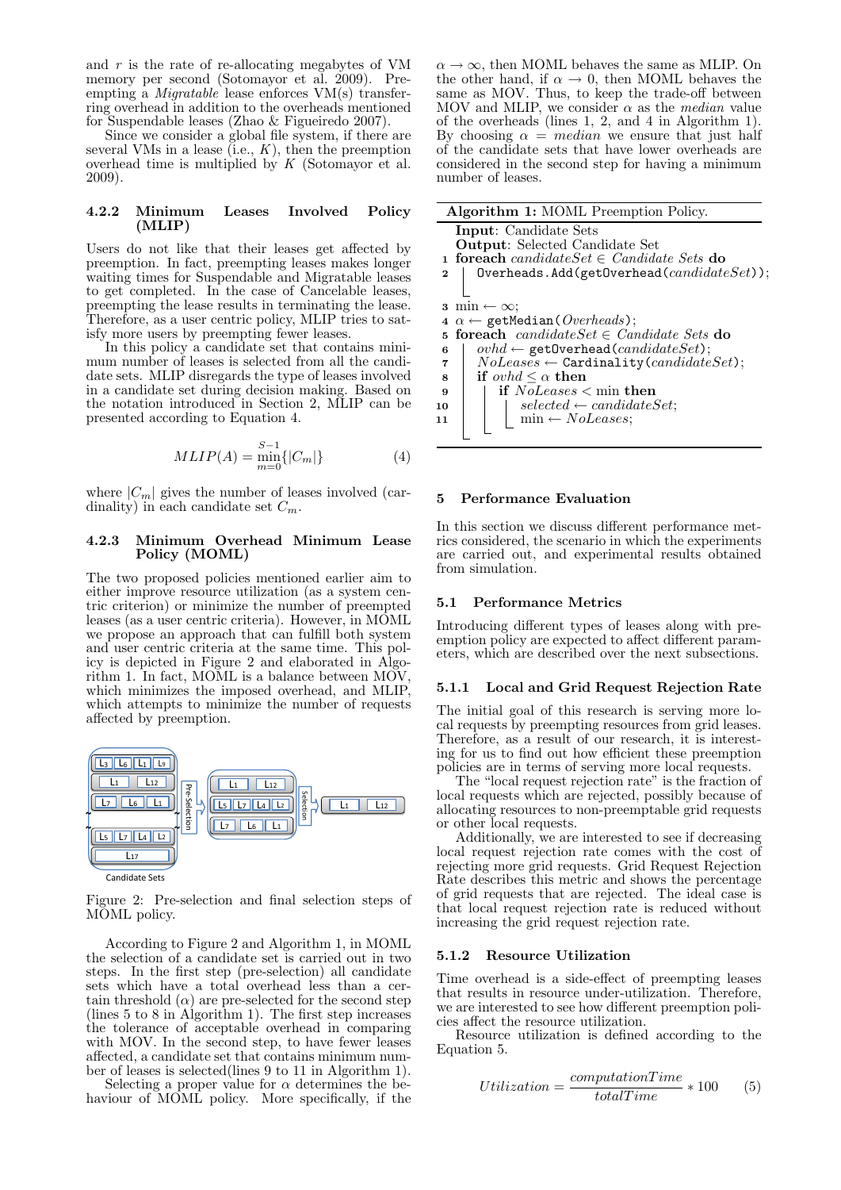and $r$ is the rate of re-allocating megabytes of VM memory per second (Sotomayor et al. 2009). Preempting a *Migratable* lease enforces VM(s) transferring overhead in addition to the overheads mentioned for Suspendable leases (Zhao & Figueiredo 2007).

Since we consider a global file system, if there are several VMs in a lease (i.e., $K$), then the preemption overhead time is multiplied by $K$ (Sotomayor et al. 2009).

### 4.2.2 Minimum Leases Involved Policy (MLIP)

Users do not like that their leases get affected by preemption. In fact, preempting leases makes longer waiting times for Suspendable and Migratable leases to get completed. In the case of Cancelable leases, preempting the lease results in terminating the lease. Therefore, as a user centric policy, MLIP tries to satisfy more users by preempting fewer leases.

In this policy a candidate set that contains minimum number of leases is selected from all the candidate sets. MLIP disregards the type of leases involved in a candidate set during decision making. Based on the notation introduced in Section 2, MLIP can be presented according to Equation 4.

$$MLIP(A) = \min_{m=0}^{S-1}\{|C_m|\} \qquad (4)$$

where $|C_m|$ gives the number of leases involved (cardinality) in each candidate set $C_m$.

### 4.2.3 Minimum Overhead Minimum Lease Policy (MOML)

The two proposed policies mentioned earlier aim to either improve resource utilization (as a system centric criterion) or minimize the number of preempted leases (as a user centric criteria). However, in MOML we propose an approach that can fulfill both system and user centric criteria at the same time. This policy is depicted in Figure 2 and elaborated in Algorithm 1. In fact, MOML is a balance between MOV, which minimizes the imposed overhead, and MLIP, which attempts to minimize the number of requests affected by preemption.

Figure 2: Pre-selection and final selection steps of MOML policy.

According to Figure 2 and Algorithm 1, in MOML the selection of a candidate set is carried out in two steps. In the first step (pre-selection) all candidate sets which have a total overhead less than a certain threshold ($\alpha$) are pre-selected for the second step (lines 5 to 8 in Algorithm 1). The first step increases the tolerance of acceptable overhead in comparing with MOV. In the second step, to have fewer leases affected, a candidate set that contains minimum number of leases is selected(lines 9 to 11 in Algorithm 1).

Selecting a proper value for $\alpha$ determines the behaviour of MOML policy. More specifically, if the $\alpha \to \infty$, then MOML behaves the same as MLIP. On the other hand, if $\alpha \to 0$, then MOML behaves the same as MOV. Thus, to keep the trade-off between MOV and MLIP, we consider $\alpha$ as the *median* value of the overheads (lines 1, 2, and 4 in Algorithm 1). By choosing $\alpha = median$ we ensure that just half of the candidate sets that have lower overheads are considered in the second step for having a minimum number of leases.

**Algorithm 1:** MOML Preemption Policy.

```
Input: Candidate Sets
Output: Selected Candidate Set
1  foreach candidateSet ∈ Candidate Sets do
2      Overheads.Add(getOverhead(candidateSet));
3  min ← ∞;
4  α ← getMedian(Overheads);
5  foreach candidateSet ∈ Candidate Sets do
6      ovhd ← getOverhead(candidateSet);
7      NoLeases ← Cardinality(candidateSet);
8      if ovhd ≤ α then
9          if NoLeases < min then
10             selected ← candidateSet;
11             min ← NoLeases;
```

## 5 Performance Evaluation

In this section we discuss different performance metrics considered, the scenario in which the experiments are carried out, and experimental results obtained from simulation.

### 5.1 Performance Metrics

Introducing different types of leases along with preemption policy are expected to affect different parameters, which are described over the next subsections.

#### 5.1.1 Local and Grid Request Rejection Rate

The initial goal of this research is serving more local requests by preempting resources from grid leases. Therefore, as a result of our research, it is interesting for us to find out how efficient these preemption policies are in terms of serving more local requests.

The "local request rejection rate" is the fraction of local requests which are rejected, possibly because of allocating resources to non-preemptable grid requests or other local requests.

Additionally, we are interested to see if decreasing local request rejection rate comes with the cost of rejecting more grid requests. Grid Request Rejection Rate describes this metric and shows the percentage of grid requests that are rejected. The ideal case is that local request rejection rate is reduced without increasing the grid request rejection rate.

#### 5.1.2 Resource Utilization

Time overhead is a side-effect of preempting leases that results in resource under-utilization. Therefore, we are interested to see how different preemption policies affect the resource utilization.

Resource utilization is defined according to the Equation 5.

$$Utilization = \frac{computationTime}{totalTime} * 100 \qquad (5)$$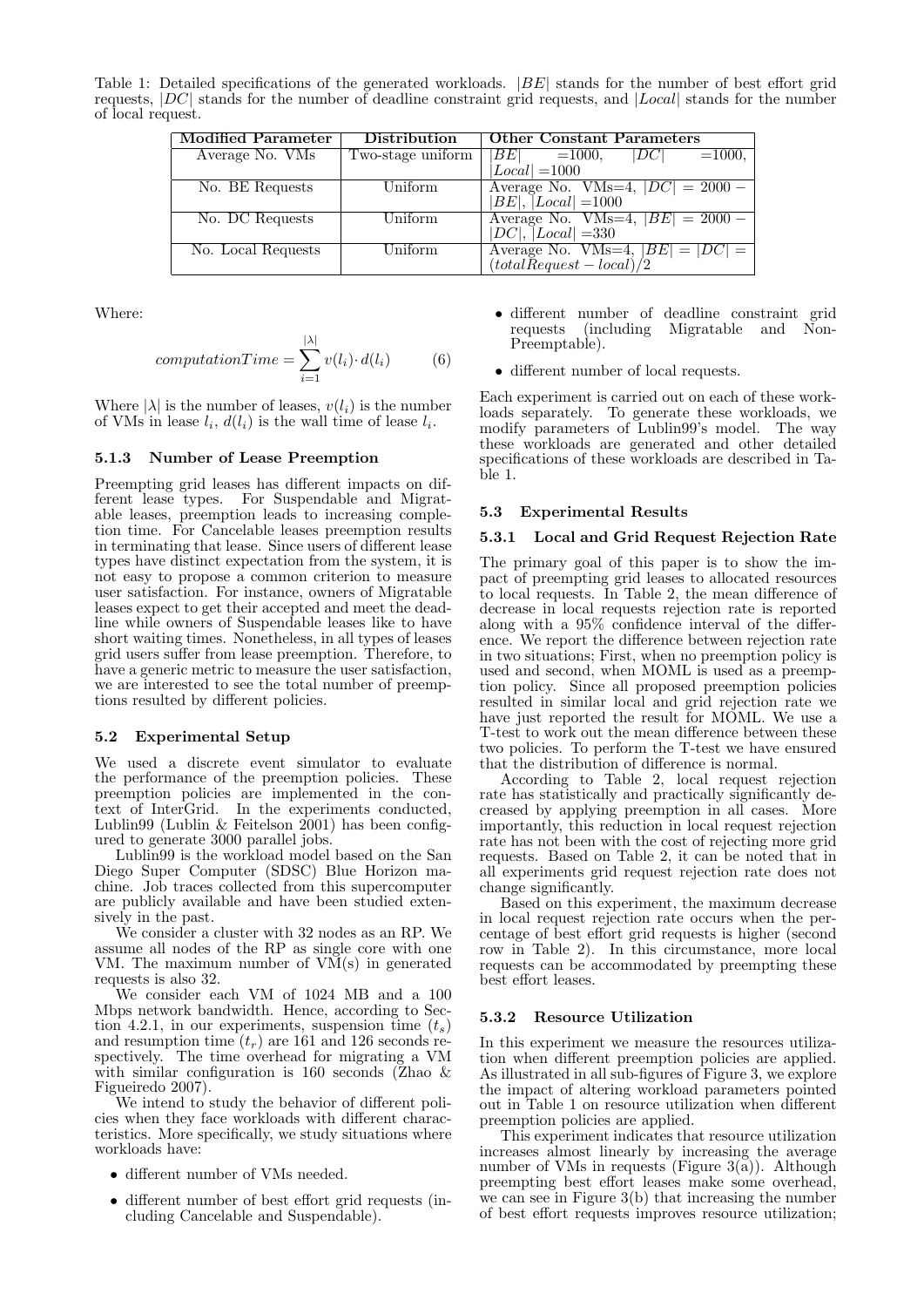Table 1: Detailed specifications of the generated workloads. $|BE|$ stands for the number of best effort grid requests, $|DC|$ stands for the number of deadline constraint grid requests, and $|Local|$ stands for the number of local request.

| Modified Parameter | Distribution | Other Constant Parameters |
|---|---|---|
| Average No. VMs | Two-stage uniform | $\|BE\| = 1000$, $\|DC\| = 1000$, $\|Local\| = 1000$ |
| No. BE Requests | Uniform | Average No. VMs=4, $\|DC\| = 2000 - \|BE\|$, $\|Local\| = 1000$ |
| No. DC Requests | Uniform | Average No. VMs=4, $\|BE\| = 2000 - \|DC\|$, $\|Local\| = 330$ |
| No. Local Requests | Uniform | Average No. VMs=4, $\|BE\| = \|DC\| = (totalRequest - local)/2$ |

Where:

$$computationTime = \sum_{i=1}^{|\lambda|} v(l_i) \cdot d(l_i) \qquad (6)$$

Where $|\lambda|$ is the number of leases, $v(l_i)$ is the number of VMs in lease $l_i$, $d(l_i)$ is the wall time of lease $l_i$.

#### 5.1.3 Number of Lease Preemption

Preempting grid leases has different impacts on different lease types. For Suspendable and Migratable leases, preemption leads to increasing completion time. For Cancelable leases preemption results in terminating that lease. Since users of different lease types have distinct expectation from the system, it is not easy to propose a common criterion to measure user satisfaction. For instance, owners of Migratable leases expect to get their accepted and meet the deadline while owners of Suspendable leases like to have short waiting times. Nonetheless, in all types of leases grid users suffer from lease preemption. Therefore, to have a generic metric to measure the user satisfaction, we are interested to see the total number of preemptions resulted by different policies.

### 5.2 Experimental Setup

We used a discrete event simulator to evaluate the performance of the preemption policies. These preemption policies are implemented in the context of InterGrid. In the experiments conducted, Lublin99 (Lublin & Feitelson 2001) has been configured to generate 3000 parallel jobs.

Lublin99 is the workload model based on the San Diego Super Computer (SDSC) Blue Horizon machine. Job traces collected from this supercomputer are publicly available and have been studied extensively in the past.

We consider a cluster with 32 nodes as an RP. We assume all nodes of the RP as single core with one VM. The maximum number of VM(s) in generated requests is also 32.

We consider each VM of 1024 MB and a 100 Mbps network bandwidth. Hence, according to Section 4.2.1, in our experiments, suspension time ($t_s$) and resumption time ($t_r$) are 161 and 126 seconds respectively. The time overhead for migrating a VM with similar configuration is 160 seconds (Zhao & Figueiredo 2007).

We intend to study the behavior of different policies when they face workloads with different characteristics. More specifically, we study situations where workloads have:

- different number of VMs needed.
- different number of best effort grid requests (including Cancelable and Suspendable).
- different number of deadline constraint grid requests (including Migratable and Non-Preemptable).
- different number of local requests.

Each experiment is carried out on each of these workloads separately. To generate these workloads, we modify parameters of Lublin99's model. The way these workloads are generated and other detailed specifications of these workloads are described in Table 1.

### 5.3 Experimental Results

#### 5.3.1 Local and Grid Request Rejection Rate

The primary goal of this paper is to show the impact of preempting grid leases to allocated resources to local requests. In Table 2, the mean difference of decrease in local requests rejection rate is reported along with a 95% confidence interval of the difference. We report the difference between rejection rate in two situations; First, when no preemption policy is used and second, when MOML is used as a preemption policy. Since all proposed preemption policies resulted in similar local and grid rejection rate we have just reported the result for MOML. We use a T-test to work out the mean difference between these two policies. To perform the T-test we have ensured that the distribution of difference is normal.

According to Table 2, local request rejection rate has statistically and practically significantly decreased by applying preemption in all cases. More importantly, this reduction in local request rejection rate has not been with the cost of rejecting more grid requests. Based on Table 2, it can be noted that in all experiments grid request rejection rate does not change significantly.

Based on this experiment, the maximum decrease in local request rejection rate occurs when the percentage of best effort grid requests is higher (second row in Table 2). In this circumstance, more local requests can be accommodated by preempting these best effort leases.

#### 5.3.2 Resource Utilization

In this experiment we measure the resources utilization when different preemption policies are applied. As illustrated in all sub-figures of Figure 3, we explore the impact of altering workload parameters pointed out in Table 1 on resource utilization when different preemption policies are applied.

This experiment indicates that resource utilization increases almost linearly by increasing the average number of VMs in requests (Figure 3(a)). Although preempting best effort leases make some overhead, we can see in Figure 3(b) that increasing the number of best effort requests improves resource utilization;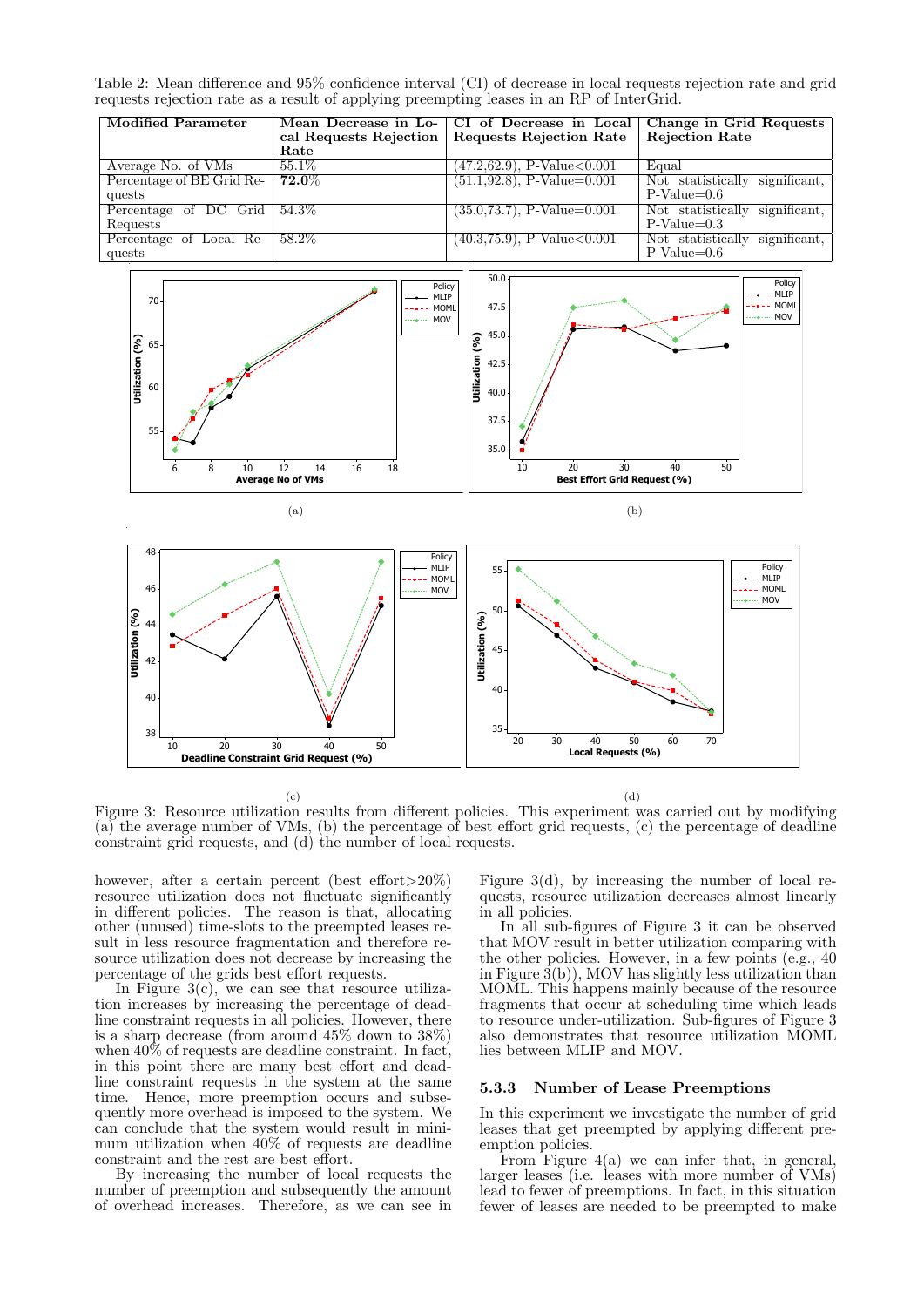Table 2: Mean difference and 95% confidence interval (CI) of decrease in local requests rejection rate and grid requests rejection rate as a result of applying preempting leases in an RP of InterGrid.

| Modified Parameter | Mean Decrease in Local Requests Rejection Rate | CI of Decrease in Local Requests Rejection Rate | Change in Grid Requests Rejection Rate |
|---|---|---|---|
| Average No. of VMs | 55.1% | (47.2,62.9), P-Value<0.001 | Equal |
| Percentage of BE Grid Requests | **72.0**% | (51.1,92.8), P-Value=0.001 | Not statistically significant, P-Value=0.6 |
| Percentage of DC Grid Requests | 54.3% | (35.0,73.7), P-Value=0.001 | Not statistically significant, P-Value=0.3 |
| Percentage of Local Requests | 58.2% | (40.3,75.9), P-Value<0.001 | Not statistically significant, P-Value=0.6 |

(a)

(b)

(c)

(d)

Figure 3: Resource utilization results from different policies. This experiment was carried out by modifying (a) the average number of VMs, (b) the percentage of best effort grid requests, (c) the percentage of deadline constraint grid requests, and (d) the number of local requests.

however, after a certain percent (best effort>20%) resource utilization does not fluctuate significantly in different policies. The reason is that, allocating other (unused) time-slots to the preempted leases result in less resource fragmentation and therefore resource utilization does not decrease by increasing the percentage of the grids best effort requests.

In Figure 3(c), we can see that resource utilization increases by increasing the percentage of deadline constraint requests in all policies. However, there is a sharp decrease (from around 45% down to 38%) when 40% of requests are deadline constraint. In fact, in this point there are many best effort and deadline constraint requests in the system at the same time. Hence, more preemption occurs and subsequently more overhead is imposed to the system. We can conclude that the system would result in minimum utilization when 40% of requests are deadline constraint and the rest are best effort.

By increasing the number of local requests the number of preemption and subsequently the amount of overhead increases. Therefore, as we can see in Figure 3(d), by increasing the number of local requests, resource utilization decreases almost linearly in all policies.

In all sub-figures of Figure 3 it can be observed that MOV result in better utilization comparing with the other policies. However, in a few points (e.g., 40 in Figure 3(b)), MOV has slightly less utilization than MOML. This happens mainly because of the resource fragments that occur at scheduling time which leads to resource under-utilization. Sub-figures of Figure 3 also demonstrates that resource utilization MOML lies between MLIP and MOV.

### 5.3.3 Number of Lease Preemptions

In this experiment we investigate the number of grid leases that get preempted by applying different preemption policies.

From Figure 4(a) we can infer that, in general, larger leases (i.e. leases with more number of VMs) lead to fewer of preemptions. In fact, in this situation fewer of leases are needed to be preempted to make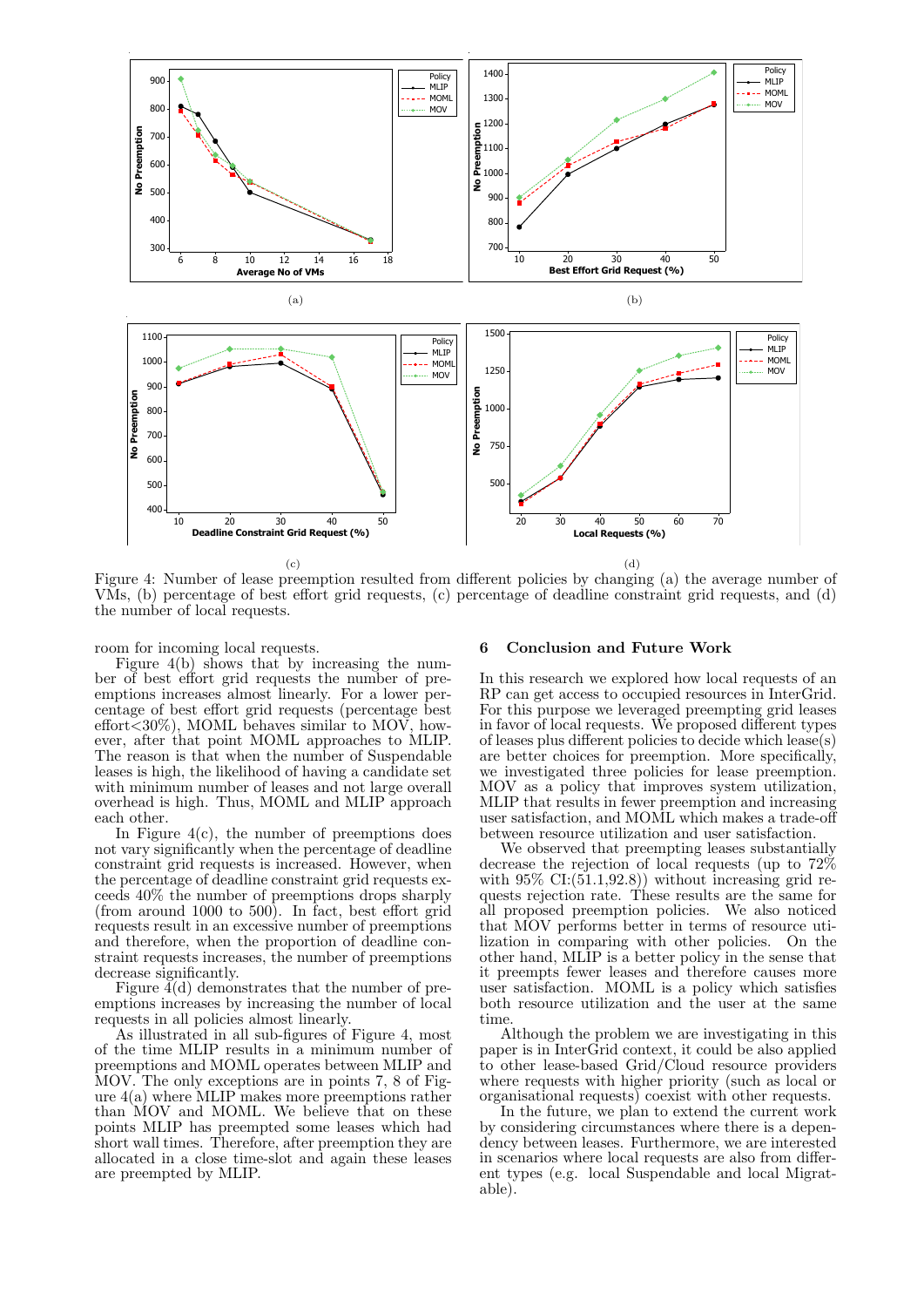Figure 4: Number of lease preemption resulted from different policies by changing (a) the average number of VMs, (b) percentage of best effort grid requests, (c) percentage of deadline constraint grid requests, and (d) the number of local requests.

room for incoming local requests.

Figure 4(b) shows that by increasing the number of best effort grid requests the number of preemptions increases almost linearly. For a lower percentage of best effort grid requests (percentage best effort<30%), MOML behaves similar to MOV, however, after that point MOML approaches to MLIP. The reason is that when the number of Suspendable leases is high, the likelihood of having a candidate set with minimum number of leases and not large overall overhead is high. Thus, MOML and MLIP approach each other.

In Figure 4(c), the number of preemptions does not vary significantly when the percentage of deadline constraint grid requests is increased. However, when the percentage of deadline constraint grid requests exceeds 40% the number of preemptions drops sharply (from around 1000 to 500). In fact, best effort grid requests result in an excessive number of preemptions and therefore, when the proportion of deadline constraint requests increases, the number of preemptions decrease significantly.

Figure 4(d) demonstrates that the number of preemptions increases by increasing the number of local requests in all policies almost linearly.

As illustrated in all sub-figures of Figure 4, most of the time MLIP results in a minimum number of preemptions and MOML operates between MLIP and MOV. The only exceptions are in points 7, 8 of Figure 4(a) where MLIP makes more preemptions rather than MOV and MOML. We believe that on these points MLIP has preempted some leases which had short wall times. Therefore, after preemption they are allocated in a close time-slot and again these leases are preempted by MLIP.

## 6 Conclusion and Future Work

In this research we explored how local requests of an RP can get access to occupied resources in InterGrid. For this purpose we leveraged preempting grid leases in favor of local requests. We proposed different types of leases plus different policies to decide which lease(s) are better choices for preemption. More specifically, we investigated three policies for lease preemption. MOV as a policy that improves system utilization, MLIP that results in fewer preemption and increasing user satisfaction, and MOML which makes a trade-off between resource utilization and user satisfaction.

We observed that preempting leases substantially decrease the rejection of local requests (up to 72% with 95% CI:(51.1,92.8)) without increasing grid requests rejection rate. These results are the same for all proposed preemption policies. We also noticed that MOV performs better in terms of resource utilization in comparing with other policies. On the other hand, MLIP is a better policy in the sense that it preempts fewer leases and therefore causes more user satisfaction. MOML is a policy which satisfies both resource utilization and the user at the same time.

Although the problem we are investigating in this paper is in InterGrid context, it could be also applied to other lease-based Grid/Cloud resource providers where requests with higher priority (such as local or organisational requests) coexist with other requests.

In the future, we plan to extend the current work by considering circumstances where there is a dependency between leases. Furthermore, we are interested in scenarios where local requests are also from different types (e.g. local Suspendable and local Migratable).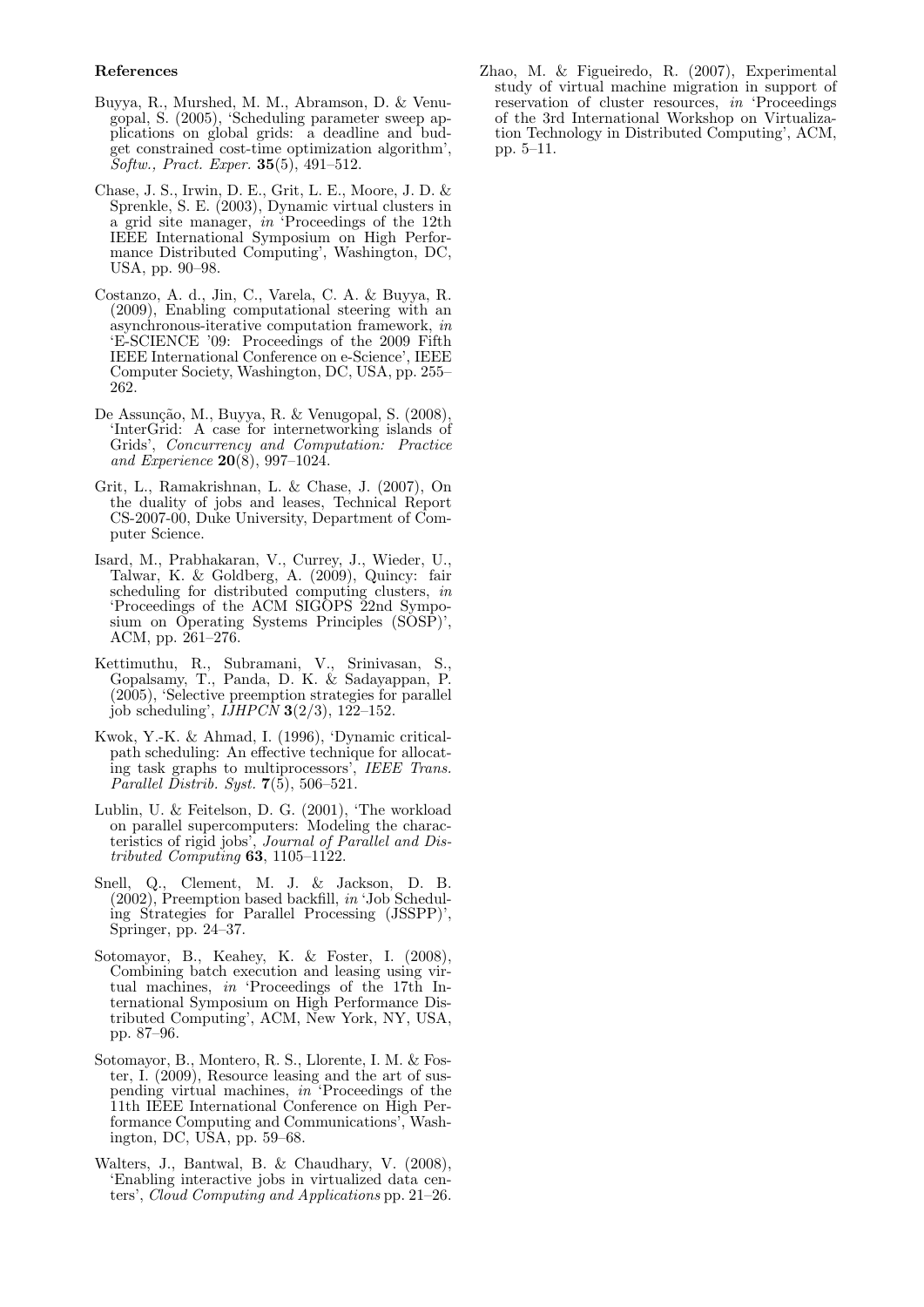### References

Buyya, R., Murshed, M. M., Abramson, D. & Venugopal, S. (2005), 'Scheduling parameter sweep applications on global grids: a deadline and budget constrained cost-time optimization algorithm', *Softw., Pract. Exper.* **35**(5), 491–512.

Chase, J. S., Irwin, D. E., Grit, L. E., Moore, J. D. & Sprenkle, S. E. (2003), Dynamic virtual clusters in a grid site manager, *in* 'Proceedings of the 12th IEEE International Symposium on High Performance Distributed Computing', Washington, DC, USA, pp. 90–98.

Costanzo, A. d., Jin, C., Varela, C. A. & Buyya, R. (2009), Enabling computational steering with an asynchronous-iterative computation framework, *in* 'E-SCIENCE '09: Proceedings of the 2009 Fifth IEEE International Conference on e-Science', IEEE Computer Society, Washington, DC, USA, pp. 255–262.

De Assunção, M., Buyya, R. & Venugopal, S. (2008), 'InterGrid: A case for internetworking islands of Grids', *Concurrency and Computation: Practice and Experience* **20**(8), 997–1024.

Grit, L., Ramakrishnan, L. & Chase, J. (2007), On the duality of jobs and leases, Technical Report CS-2007-00, Duke University, Department of Computer Science.

Isard, M., Prabhakaran, V., Currey, J., Wieder, U., Talwar, K. & Goldberg, A. (2009), Quincy: fair scheduling for distributed computing clusters, *in* 'Proceedings of the ACM SIGOPS 22nd Symposium on Operating Systems Principles (SOSP)', ACM, pp. 261–276.

Kettimuthu, R., Subramani, V., Srinivasan, S., Gopalsamy, T., Panda, D. K. & Sadayappan, P. (2005), 'Selective preemption strategies for parallel job scheduling', *IJHPCN* **3**(2/3), 122–152.

Kwok, Y.-K. & Ahmad, I. (1996), 'Dynamic critical-path scheduling: An effective technique for allocating task graphs to multiprocessors', *IEEE Trans. Parallel Distrib. Syst.* **7**(5), 506–521.

Lublin, U. & Feitelson, D. G. (2001), 'The workload on parallel supercomputers: Modeling the characteristics of rigid jobs', *Journal of Parallel and Distributed Computing* **63**, 1105–1122.

Snell, Q., Clement, M. J. & Jackson, D. B. (2002), Preemption based backfill, *in* 'Job Scheduling Strategies for Parallel Processing (JSSPP)', Springer, pp. 24–37.

Sotomayor, B., Keahey, K. & Foster, I. (2008), Combining batch execution and leasing using virtual machines, *in* 'Proceedings of the 17th International Symposium on High Performance Distributed Computing', ACM, New York, NY, USA, pp. 87–96.

Sotomayor, B., Montero, R. S., Llorente, I. M. & Foster, I. (2009), Resource leasing and the art of suspending virtual machines, *in* 'Proceedings of the 11th IEEE International Conference on High Performance Computing and Communications', Washington, DC, USA, pp. 59–68.

Walters, J., Bantwal, B. & Chaudhary, V. (2008), 'Enabling interactive jobs in virtualized data centers', *Cloud Computing and Applications* pp. 21–26.

Zhao, M. & Figueiredo, R. (2007), Experimental study of virtual machine migration in support of reservation of cluster resources, *in* 'Proceedings of the 3rd International Workshop on Virtualization Technology in Distributed Computing', ACM, pp. 5–11.